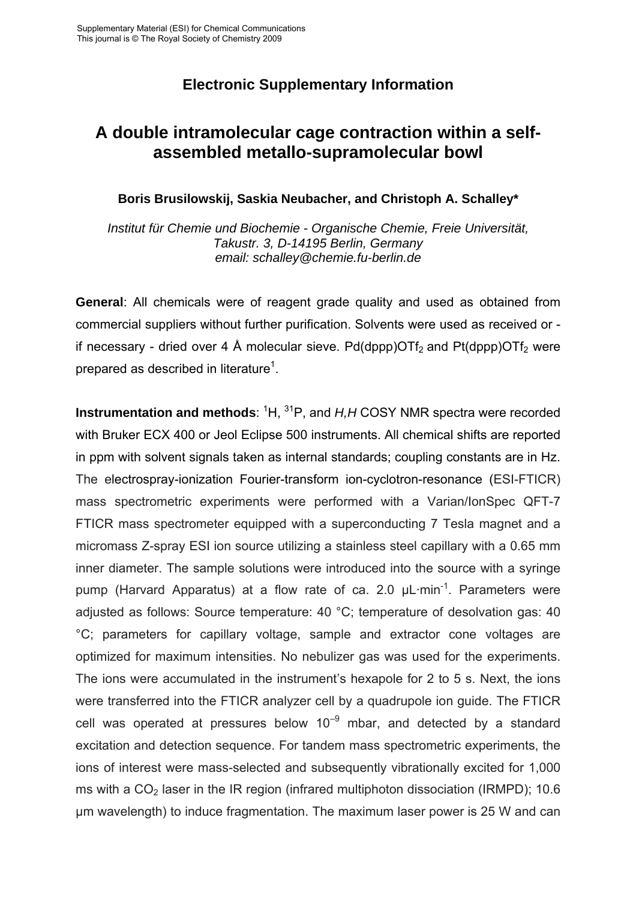# Electronic Supplementary Information

## A double intramolecular cage contraction within a self-assembled metallo-supramolecular bowl

**Boris Brusilowskij, Saskia Neubacher, and Christoph A. Schalley***

*Institut für Chemie und Biochemie - Organische Chemie, Freie Universität, Takustr. 3, D-14195 Berlin, Germany*
*email: schalley@chemie.fu-berlin.de*

**General**: All chemicals were of reagent grade quality and used as obtained from commercial suppliers without further purification. Solvents were used as received or - if necessary - dried over 4 Å molecular sieve. Pd(dppp)$OTf_2$ and Pt(dppp)$OTf_2$ were prepared as described in literature[1].

**Instrumentation and methods**: $^1H$, $^{31}P$, and *H,H* COSY NMR spectra were recorded with Bruker ECX 400 or Jeol Eclipse 500 instruments. All chemical shifts are reported in ppm with solvent signals taken as internal standards; coupling constants are in Hz. The electrospray-ionization Fourier-transform ion-cyclotron-resonance (ESI-FTICR) mass spectrometric experiments were performed with a Varian/IonSpec QFT-7 FTICR mass spectrometer equipped with a superconducting 7 Tesla magnet and a micromass Z-spray ESI ion source utilizing a stainless steel capillary with a 0.65 mm inner diameter. The sample solutions were introduced into the source with a syringe pump (Harvard Apparatus) at a flow rate of ca. 2.0 µL·min$^{-1}$. Parameters were adjusted as follows: Source temperature: 40 °C; temperature of desolvation gas: 40 °C; parameters for capillary voltage, sample and extractor cone voltages are optimized for maximum intensities. No nebulizer gas was used for the experiments. The ions were accumulated in the instrument's hexapole for 2 to 5 s. Next, the ions were transferred into the FTICR analyzer cell by a quadrupole ion guide. The FTICR cell was operated at pressures below $10^{-9}$ mbar, and detected by a standard excitation and detection sequence. For tandem mass spectrometric experiments, the ions of interest were mass-selected and subsequently vibrationally excited for 1,000 ms with a $CO_2$ laser in the IR region (infrared multiphoton dissociation (IRMPD); 10.6 µm wavelength) to induce fragmentation. The maximum laser power is 25 W and can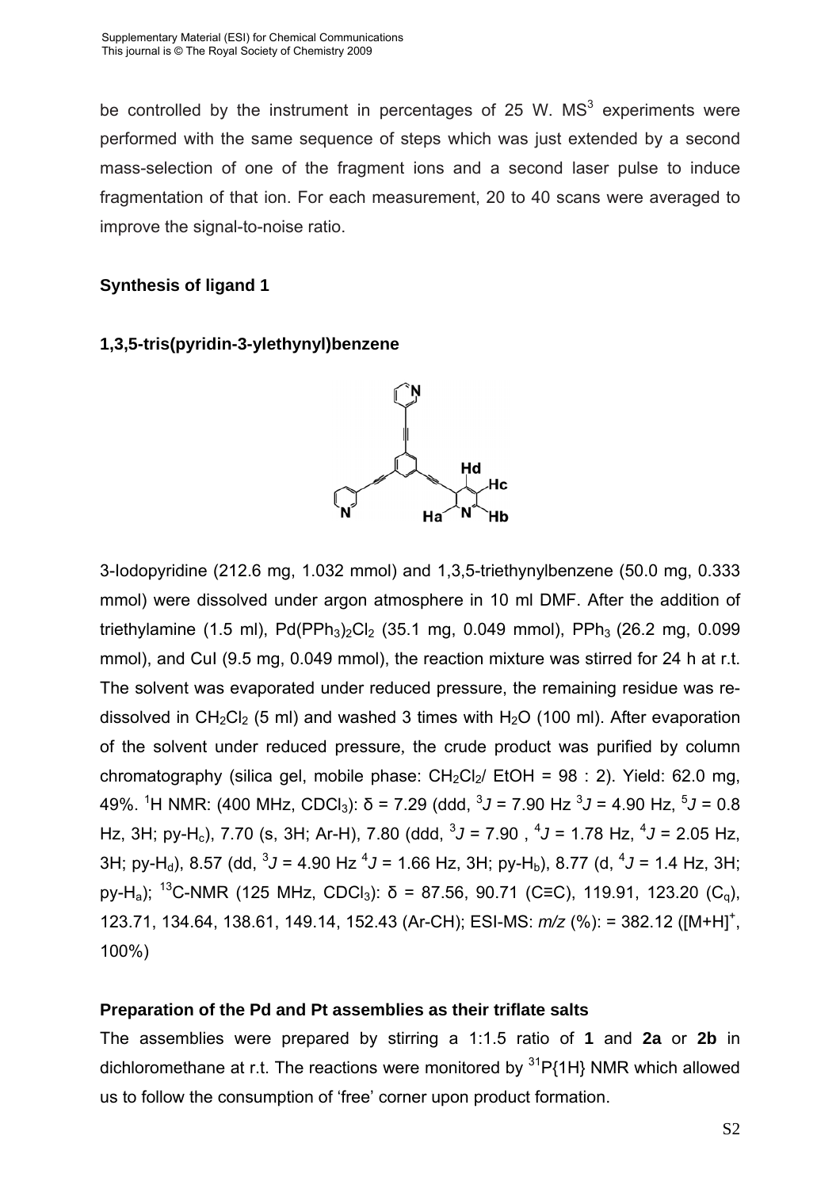be controlled by the instrument in percentages of 25 W. $MS^3$ experiments were performed with the same sequence of steps which was just extended by a second mass-selection of one of the fragment ions and a second laser pulse to induce fragmentation of that ion. For each measurement, 20 to 40 scans were averaged to improve the signal-to-noise ratio.

**Synthesis of ligand 1**

**1,3,5-tris(pyridin-3-ylethynyl)benzene**

3-Iodopyridine (212.6 mg, 1.032 mmol) and 1,3,5-triethynylbenzene (50.0 mg, 0.333 mmol) were dissolved under argon atmosphere in 10 ml DMF. After the addition of triethylamine (1.5 ml), $Pd(PPh_3)_2Cl_2$ (35.1 mg, 0.049 mmol), $PPh_3$ (26.2 mg, 0.099 mmol), and CuI (9.5 mg, 0.049 mmol), the reaction mixture was stirred for 24 h at r.t. The solvent was evaporated under reduced pressure, the remaining residue was re-dissolved in $CH_2Cl_2$ (5 ml) and washed 3 times with $H_2O$ (100 ml). After evaporation of the solvent under reduced pressure, the crude product was purified by column chromatography (silica gel, mobile phase: $CH_2Cl_2$/ EtOH = 98 : 2). Yield: 62.0 mg, 49%. $^1$H NMR: (400 MHz, $CDCl_3$): δ = 7.29 (ddd, $^3J$ = 7.90 Hz $^3J$ = 4.90 Hz, $^5J$ = 0.8 Hz, 3H; py-$H_c$), 7.70 (s, 3H; Ar-H), 7.80 (ddd, $^3J$ = 7.90 , $^4J$ = 1.78 Hz, $^4J$ = 2.05 Hz, 3H; py-$H_d$), 8.57 (dd, $^3J$ = 4.90 Hz $^4J$ = 1.66 Hz, 3H; py-$H_b$), 8.77 (d, $^4J$ = 1.4 Hz, 3H; py-$H_a$); $^{13}$C-NMR (125 MHz, $CDCl_3$): δ = 87.56, 90.71 (C≡C), 119.91, 123.20 ($C_q$), 123.71, 134.64, 138.61, 149.14, 152.43 (Ar-CH); ESI-MS: *m/z* (%): = 382.12 ($[M+H]^+$, 100%)

**Preparation of the Pd and Pt assemblies as their triflate salts**

The assemblies were prepared by stirring a 1:1.5 ratio of **1** and **2a** or **2b** in dichloromethane at r.t. The reactions were monitored by $^{31}$P{1H} NMR which allowed us to follow the consumption of 'free' corner upon product formation.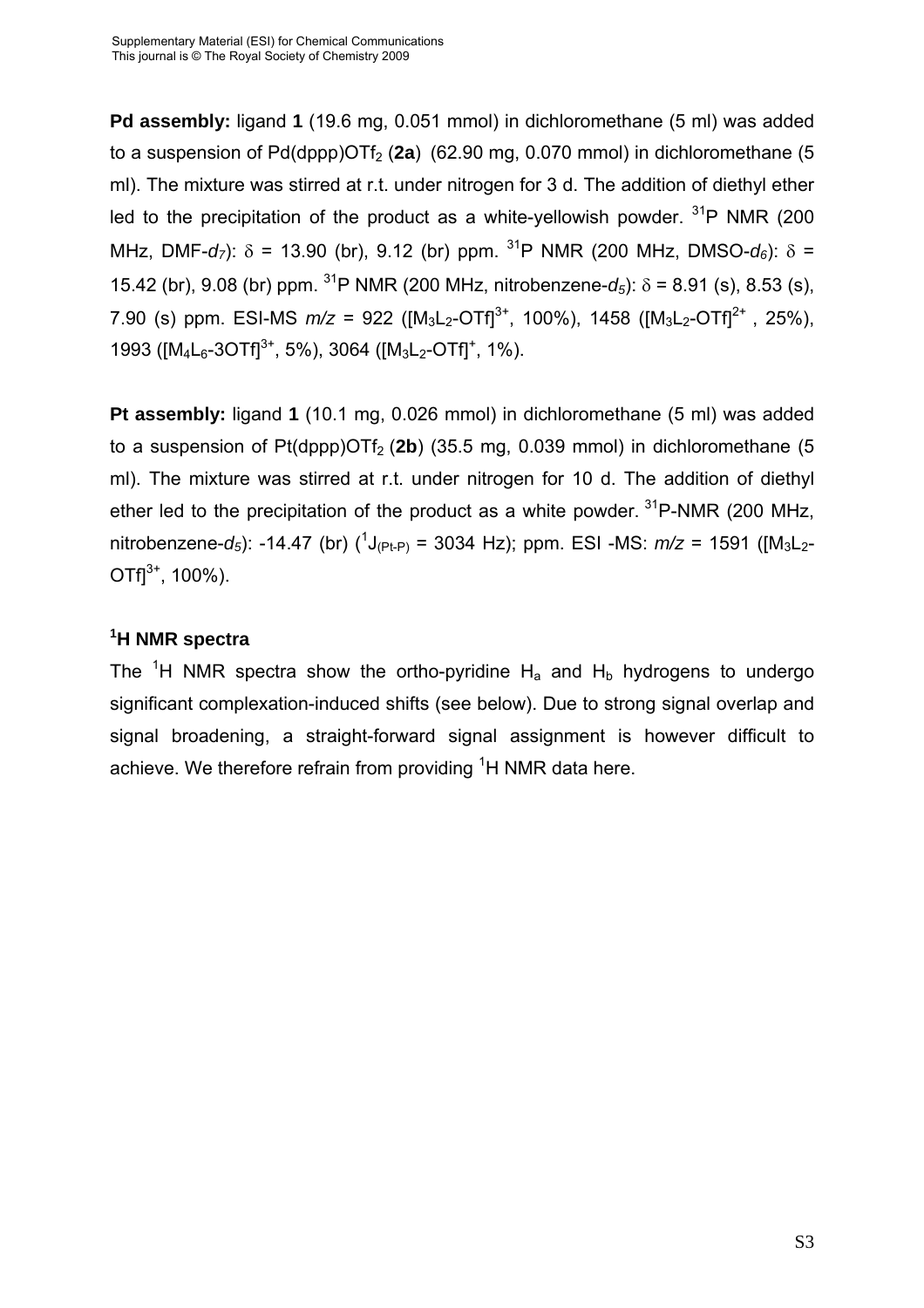**Pd assembly:** ligand **1** (19.6 mg, 0.051 mmol) in dichloromethane (5 ml) was added to a suspension of Pd(dppp)$OTf_2$ (**2a**) (62.90 mg, 0.070 mmol) in dichloromethane (5 ml). The mixture was stirred at r.t. under nitrogen for 3 d. The addition of diethyl ether led to the precipitation of the product as a white-yellowish powder. $^{31}$P NMR (200 MHz, DMF-$d_7$): $\delta$ = 13.90 (br), 9.12 (br) ppm. $^{31}$P NMR (200 MHz, DMSO-$d_6$): $\delta$ = 15.42 (br), 9.08 (br) ppm. $^{31}$P NMR (200 MHz, nitrobenzene-$d_5$): $\delta$ = 8.91 (s), 8.53 (s), 7.90 (s) ppm. ESI-MS *m/z* = 922 ($[M_3L_2\text{-OTf}]^{3+}$, 100%), 1458 ($[M_3L_2\text{-OTf}]^{2+}$ , 25%), 1993 ($[M_4L_6\text{-3OTf}]^{3+}$, 5%), 3064 ($[M_3L_2\text{-OTf}]^{+}$, 1%).

**Pt assembly:** ligand **1** (10.1 mg, 0.026 mmol) in dichloromethane (5 ml) was added to a suspension of Pt(dppp)$OTf_2$ (**2b**) (35.5 mg, 0.039 mmol) in dichloromethane (5 ml). The mixture was stirred at r.t. under nitrogen for 10 d. The addition of diethyl ether led to the precipitation of the product as a white powder. $^{31}$P-NMR (200 MHz, nitrobenzene-$d_5$): -14.47 (br) ($^1J_{(Pt\text{-}P)}$ = 3034 Hz); ppm. ESI -MS: *m/z* = 1591 ($[M_3L_2\text{-OTf}]^{3+}$, 100%).

## $^1$H NMR spectra

The $^1$H NMR spectra show the ortho-pyridine $H_a$ and $H_b$ hydrogens to undergo significant complexation-induced shifts (see below). Due to strong signal overlap and signal broadening, a straight-forward signal assignment is however difficult to achieve. We therefore refrain from providing $^1$H NMR data here.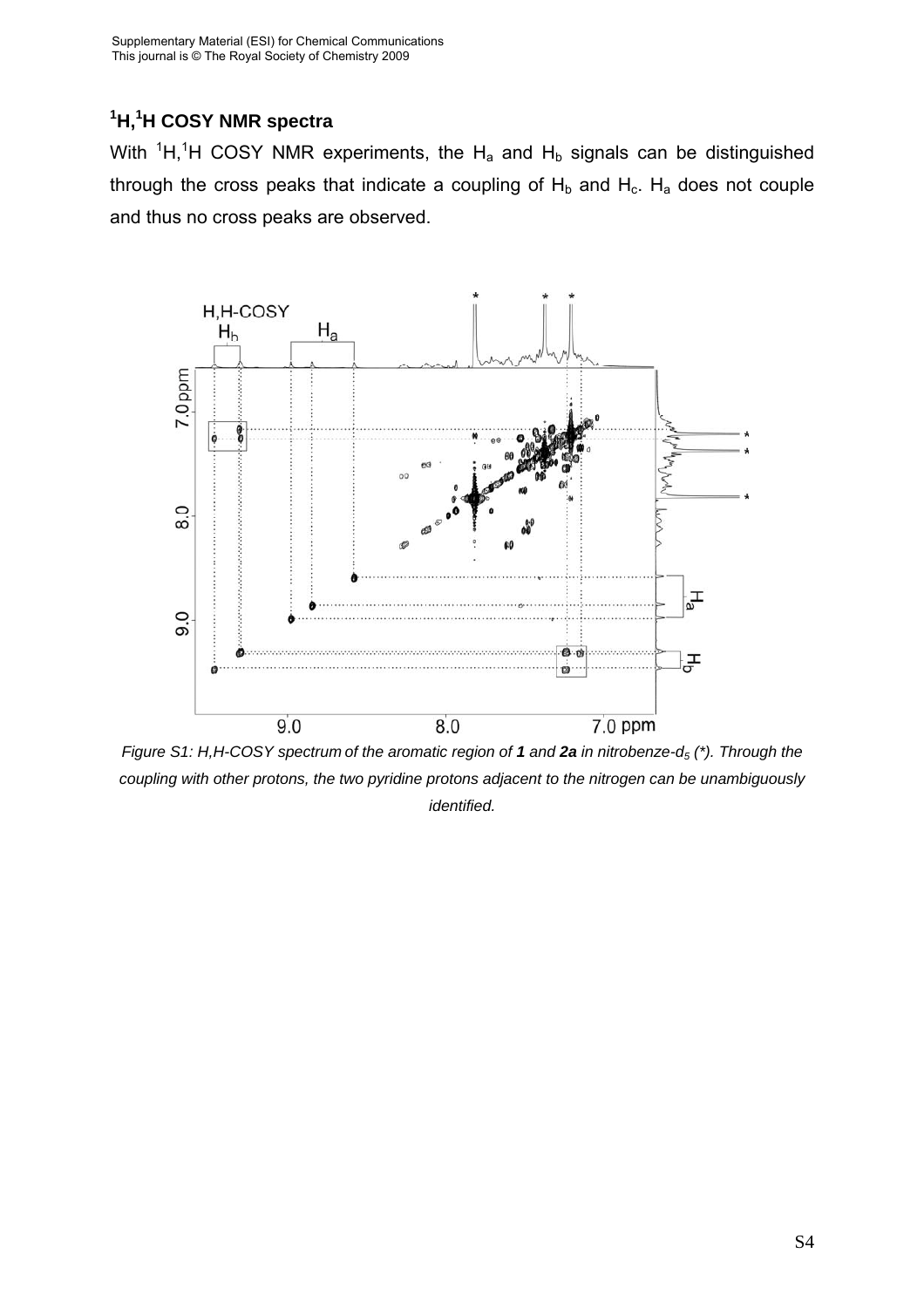## $^{1}H,^{1}H$ COSY NMR spectra

With $^{1}H,^{1}H$ COSY NMR experiments, the $H_a$ and $H_b$ signals can be distinguished through the cross peaks that indicate a coupling of $H_b$ and $H_c$. $H_a$ does not couple and thus no cross peaks are observed.

*Figure S1: H,H-COSY spectrum of the aromatic region of **1** and **2a** in nitrobenze-$d_5$ (\*). Through the coupling with other protons, the two pyridine protons adjacent to the nitrogen can be unambiguously identified.*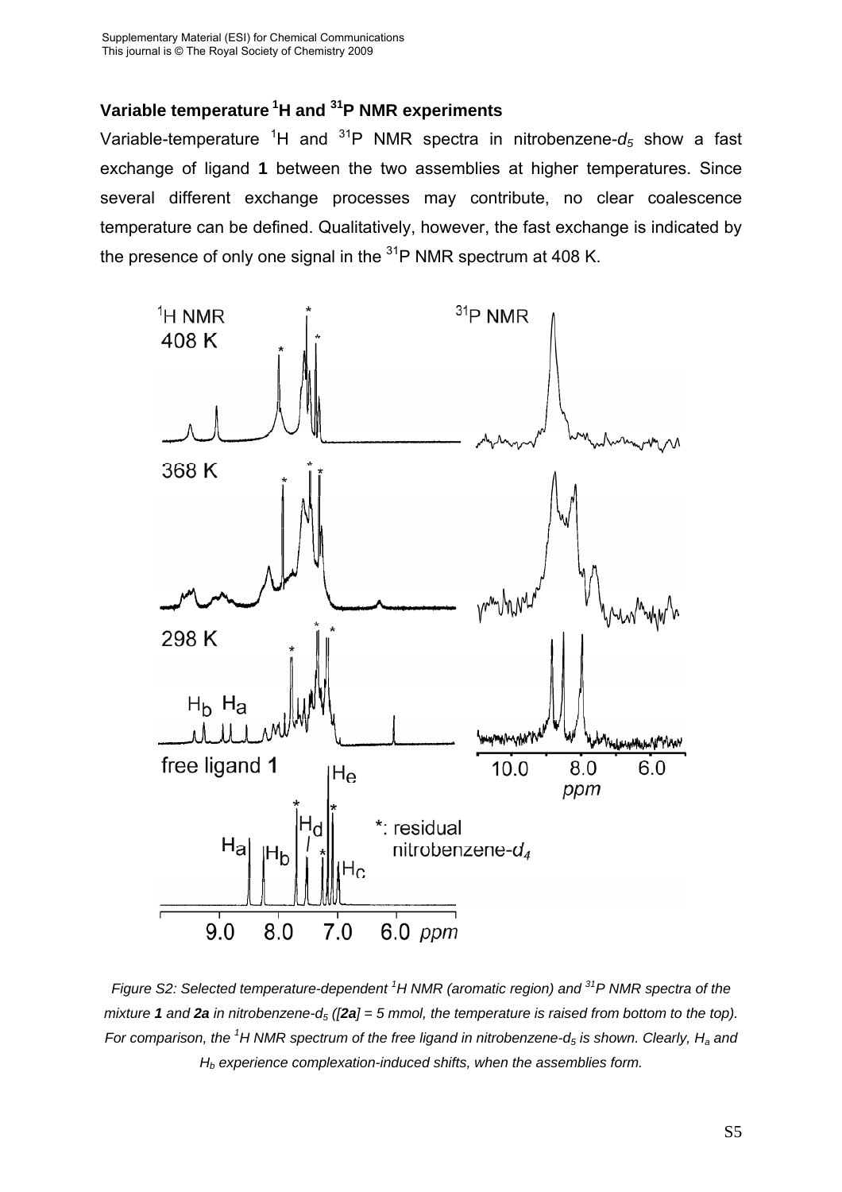### Variable temperature $^1$H and $^{31}$P NMR experiments

Variable-temperature $^1$H and $^{31}$P NMR spectra in nitrobenzene-$d_5$ show a fast exchange of ligand **1** between the two assemblies at higher temperatures. Since several different exchange processes may contribute, no clear coalescence temperature can be defined. Qualitatively, however, the fast exchange is indicated by the presence of only one signal in the $^{31}$P NMR spectrum at 408 K.

*Figure S2: Selected temperature-dependent $^1$H NMR (aromatic region) and $^{31}$P NMR spectra of the mixture **1** and **2a** in nitrobenzene-$d_5$ ([**2a**] = 5 mmol, the temperature is raised from bottom to the top). For comparison, the $^1$H NMR spectrum of the free ligand in nitrobenzene-$d_5$ is shown. Clearly, $H_a$ and $H_b$ experience complexation-induced shifts, when the assemblies form.*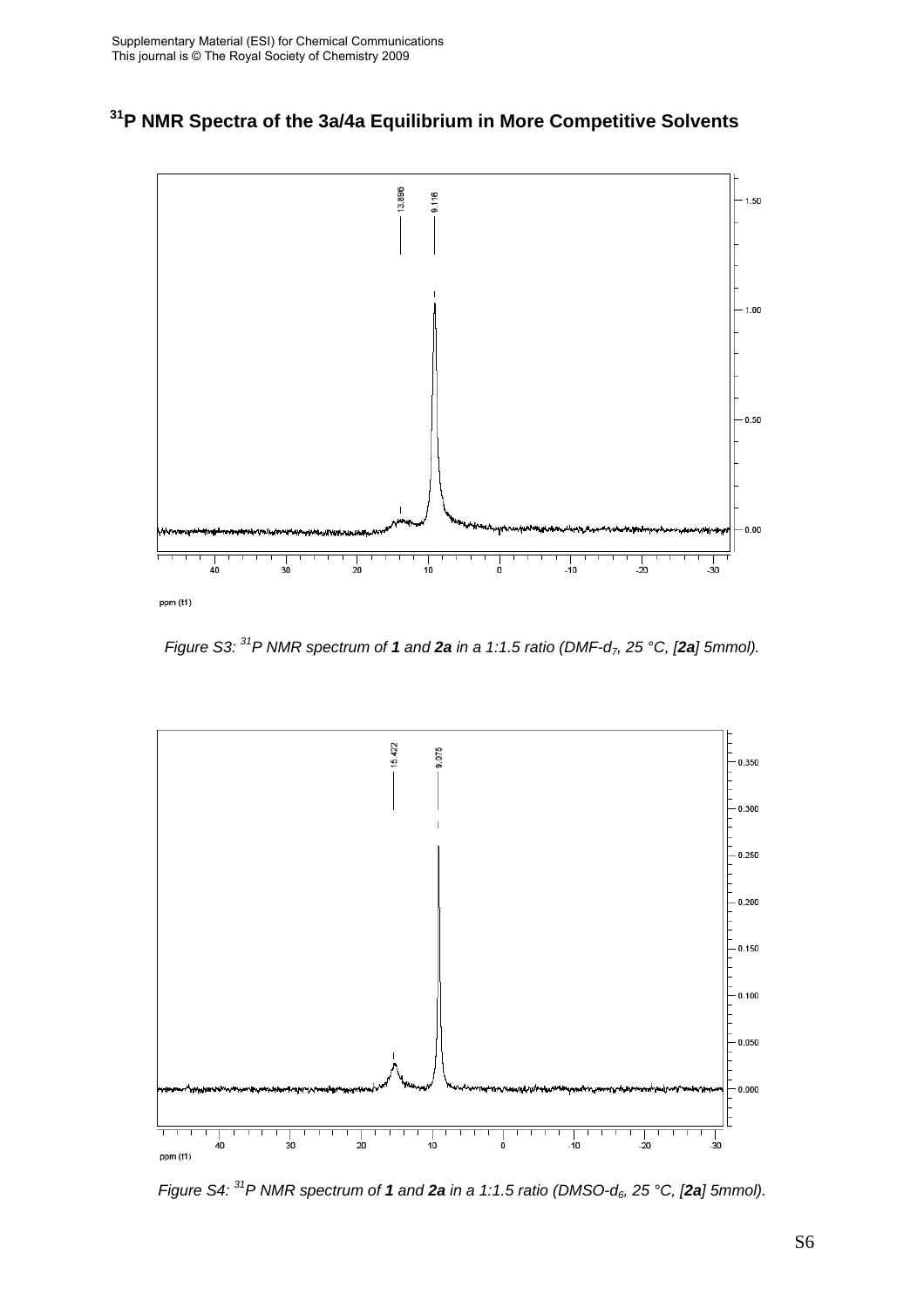# $^{31}$P NMR Spectra of the 3a/4a Equilibrium in More Competitive Solvents

*Figure S3: $^{31}$P NMR spectrum of **1** and **2a** in a 1:1.5 ratio (DMF-$d_7$, 25 °C, [**2a**] 5mmol).*

*Figure S4: $^{31}$P NMR spectrum of **1** and **2a** in a 1:1.5 ratio (DMSO-$d_6$, 25 °C, [**2a**] 5mmol).*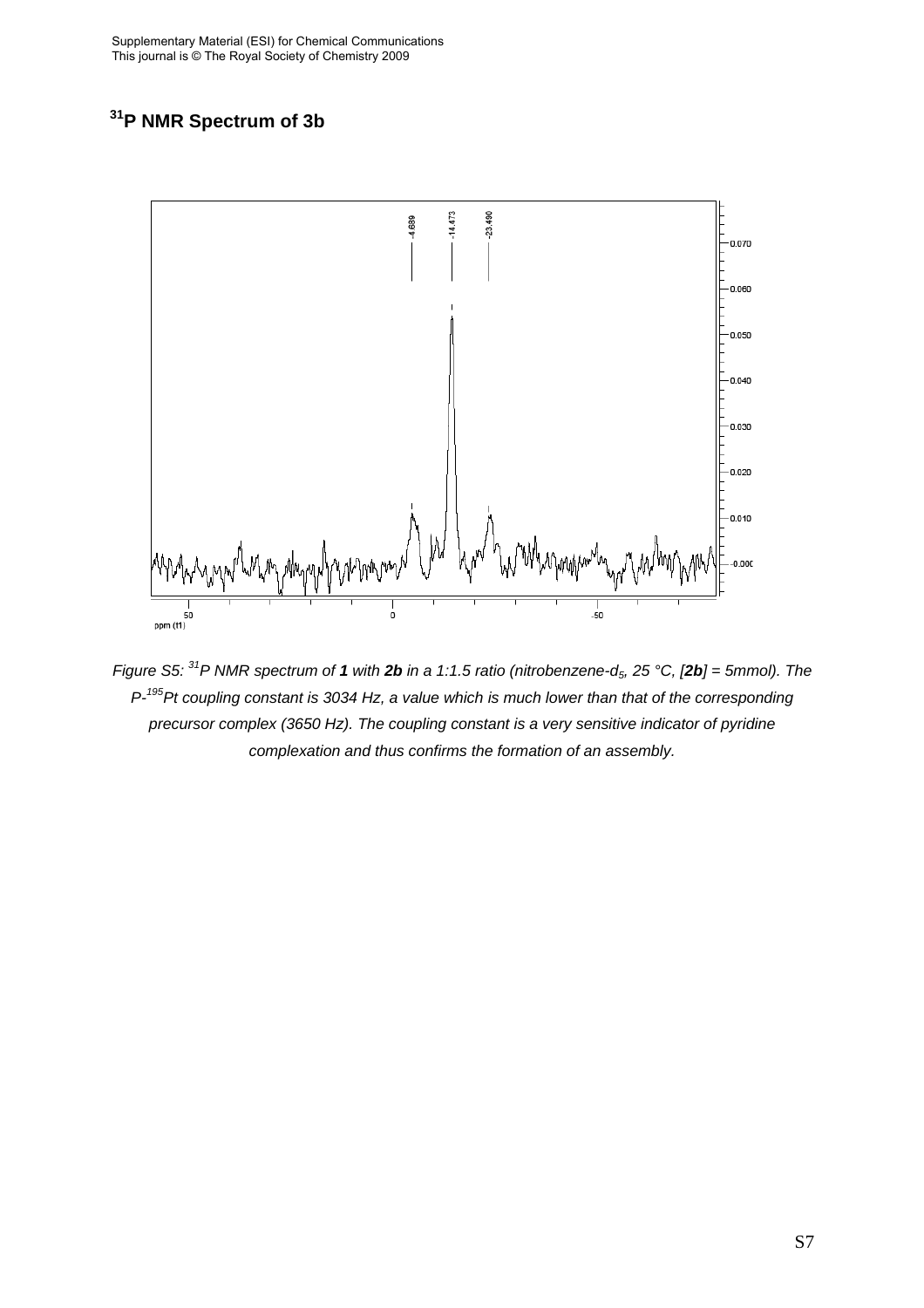## $^{31}$P NMR Spectrum of 3b

*Figure S5: $^{31}$P NMR spectrum of **1** with **2b** in a 1:1.5 ratio (nitrobenzene-$d_5$, 25 °C, [**2b**] = 5mmol). The P-$^{195}$Pt coupling constant is 3034 Hz, a value which is much lower than that of the corresponding precursor complex (3650 Hz). The coupling constant is a very sensitive indicator of pyridine complexation and thus confirms the formation of an assembly.*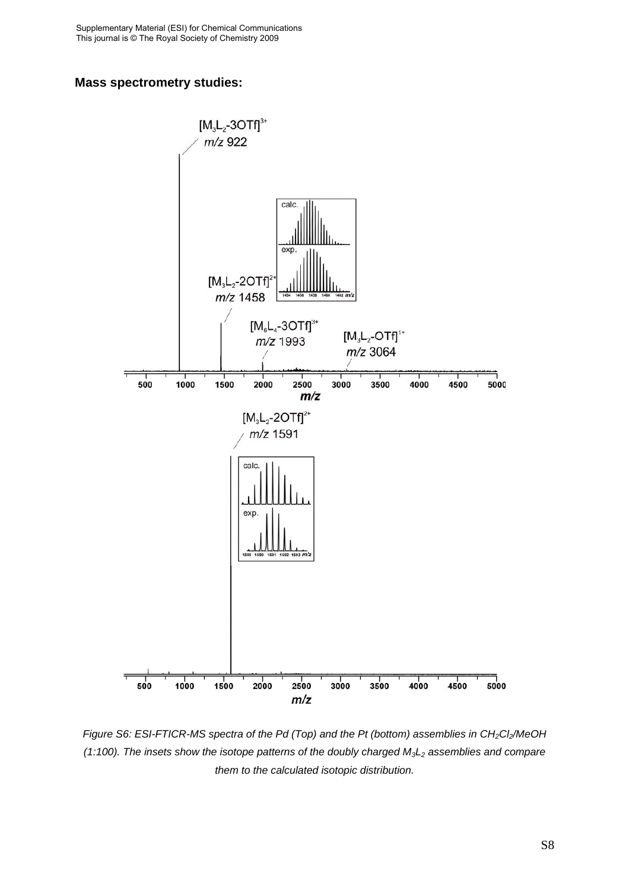## Mass spectrometry studies:

*Figure S6: ESI-FTICR-MS spectra of the Pd (Top) and the Pt (bottom) assemblies in $CH_2Cl_2$/MeOH (1:100). The insets show the isotope patterns of the doubly charged $M_3L_2$ assemblies and compare them to the calculated isotopic distribution.*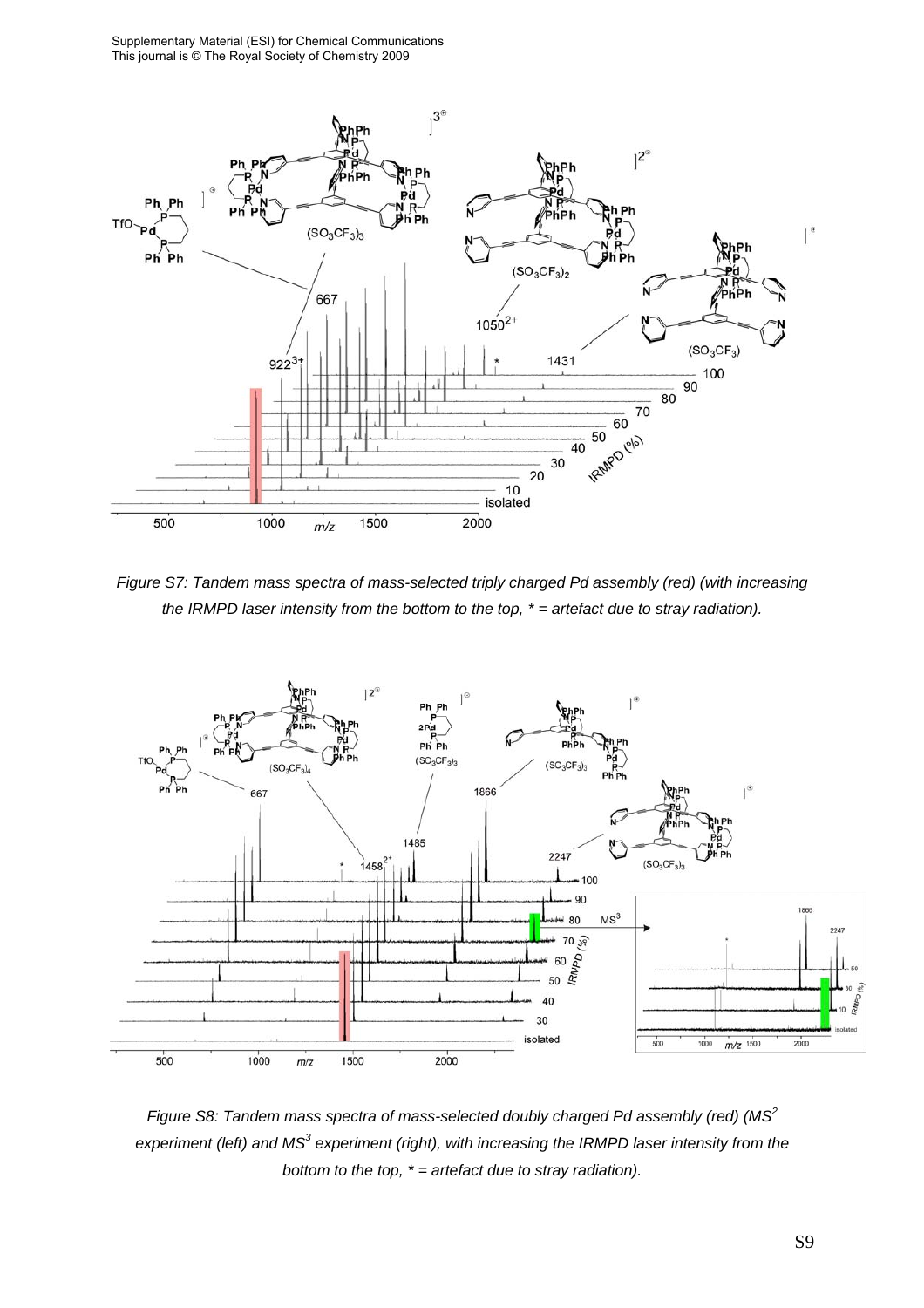*Figure S7: Tandem mass spectra of mass-selected triply charged Pd assembly (red) (with increasing the IRMPD laser intensity from the bottom to the top, * = artefact due to stray radiation).*

*Figure S8: Tandem mass spectra of mass-selected doubly charged Pd assembly (red) (MS$^2$ experiment (left) and MS$^3$ experiment (right), with increasing the IRMPD laser intensity from the bottom to the top, * = artefact due to stray radiation).*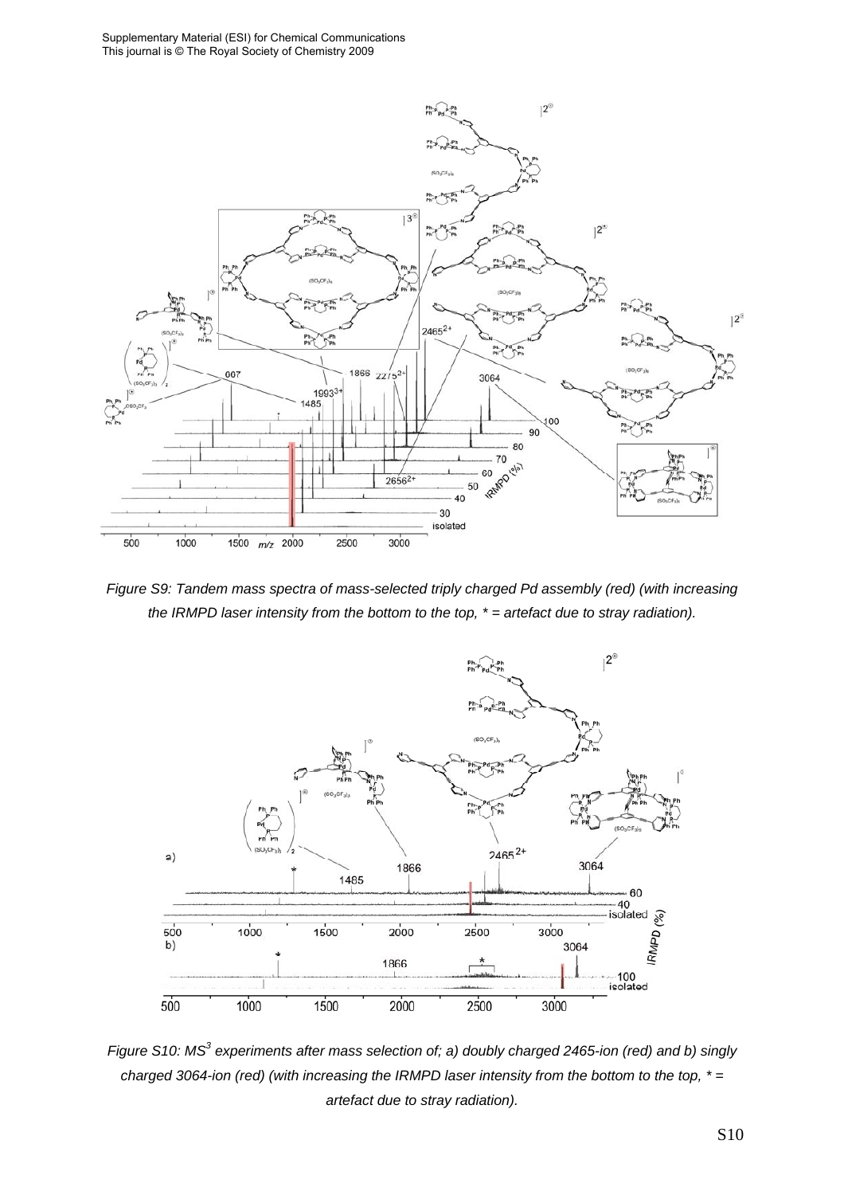*Figure S9: Tandem mass spectra of mass-selected triply charged Pd assembly (red) (with increasing the IRMPD laser intensity from the bottom to the top, * = artefact due to stray radiation).*

*Figure S10: $MS^3$ experiments after mass selection of; a) doubly charged 2465-ion (red) and b) singly charged 3064-ion (red) (with increasing the IRMPD laser intensity from the bottom to the top, * = artefact due to stray radiation).*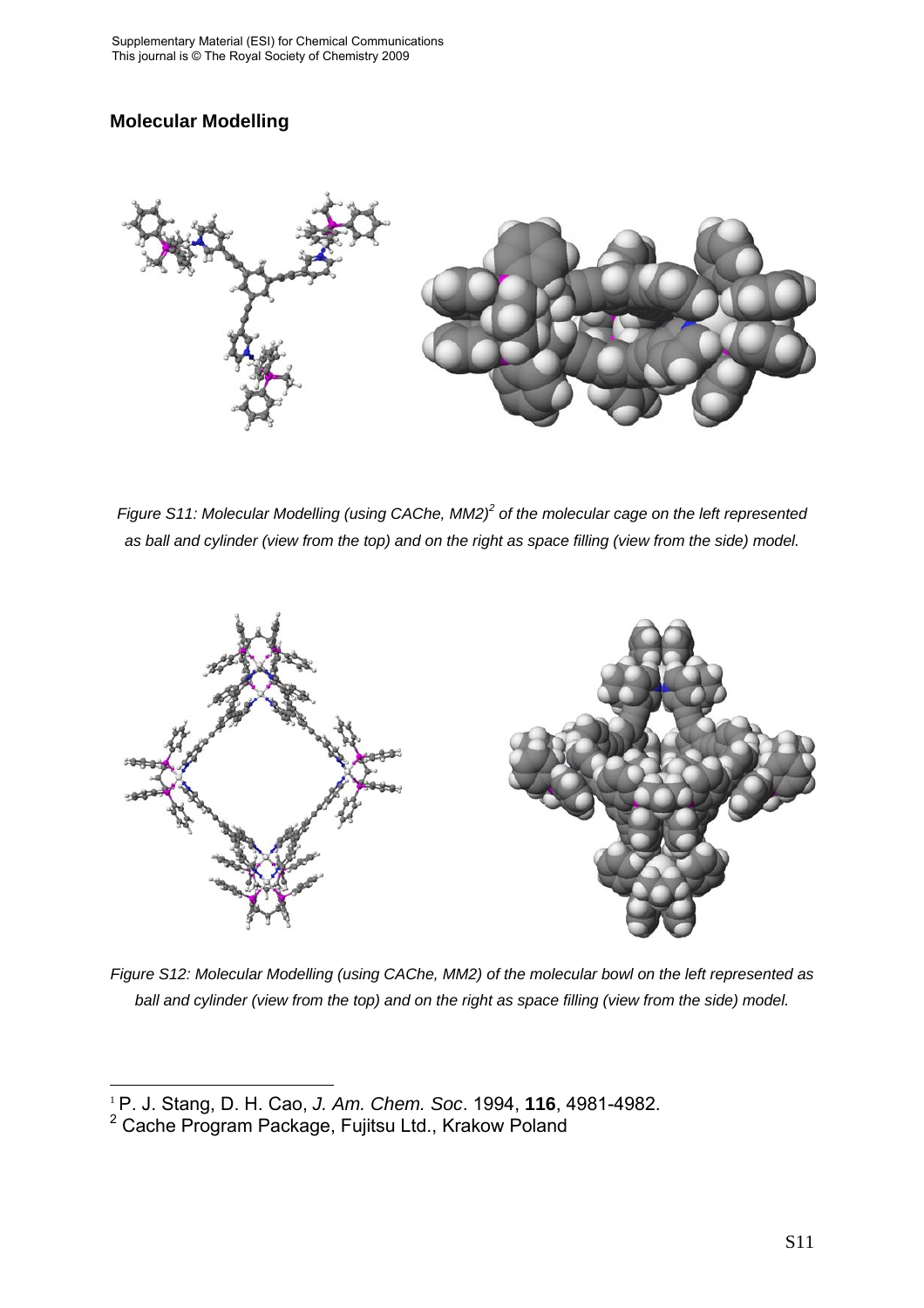## Molecular Modelling

*Figure S11: Molecular Modelling (using CAChe, MM2)[2] of the molecular cage on the left represented as ball and cylinder (view from the top) and on the right as space filling (view from the side) model.*

*Figure S12: Molecular Modelling (using CAChe, MM2) of the molecular bowl on the left represented as ball and cylinder (view from the top) and on the right as space filling (view from the side) model.*

---

[1] P. J. Stang, D. H. Cao, *J. Am. Chem. Soc*. 1994, **116**, 4981-4982.

[2] Cache Program Package, Fujitsu Ltd., Krakow Poland